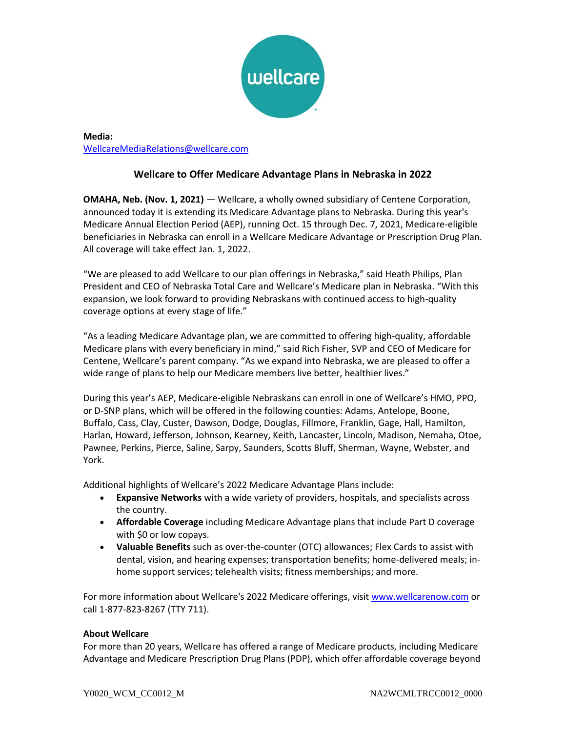**Media:**
WellcareMediaRelations@wellcare.com

## Wellcare to Offer Medicare Advantage Plans in Nebraska in 2022

**OMAHA, Neb. (Nov. 1, 2021)** — Wellcare, a wholly owned subsidiary of Centene Corporation, announced today it is extending its Medicare Advantage plans to Nebraska. During this year's Medicare Annual Election Period (AEP), running Oct. 15 through Dec. 7, 2021, Medicare-eligible beneficiaries in Nebraska can enroll in a Wellcare Medicare Advantage or Prescription Drug Plan. All coverage will take effect Jan. 1, 2022.

"We are pleased to add Wellcare to our plan offerings in Nebraska," said Heath Philips, Plan President and CEO of Nebraska Total Care and Wellcare's Medicare plan in Nebraska. "With this expansion, we look forward to providing Nebraskans with continued access to high-quality coverage options at every stage of life."

"As a leading Medicare Advantage plan, we are committed to offering high-quality, affordable Medicare plans with every beneficiary in mind," said Rich Fisher, SVP and CEO of Medicare for Centene, Wellcare's parent company. "As we expand into Nebraska, we are pleased to offer a wide range of plans to help our Medicare members live better, healthier lives."

During this year's AEP, Medicare-eligible Nebraskans can enroll in one of Wellcare's HMO, PPO, or D-SNP plans, which will be offered in the following counties: Adams, Antelope, Boone, Buffalo, Cass, Clay, Custer, Dawson, Dodge, Douglas, Fillmore, Franklin, Gage, Hall, Hamilton, Harlan, Howard, Jefferson, Johnson, Kearney, Keith, Lancaster, Lincoln, Madison, Nemaha, Otoe, Pawnee, Perkins, Pierce, Saline, Sarpy, Saunders, Scotts Bluff, Sherman, Wayne, Webster, and York.

Additional highlights of Wellcare's 2022 Medicare Advantage Plans include:

- **Expansive Networks** with a wide variety of providers, hospitals, and specialists across the country.
- **Affordable Coverage** including Medicare Advantage plans that include Part D coverage with $0 or low copays.
- **Valuable Benefits** such as over-the-counter (OTC) allowances; Flex Cards to assist with dental, vision, and hearing expenses; transportation benefits; home-delivered meals; in-home support services; telehealth visits; fitness memberships; and more.

For more information about Wellcare's 2022 Medicare offerings, visit www.wellcarenow.com or call 1-877-823-8267 (TTY 711).

**About Wellcare**

For more than 20 years, Wellcare has offered a range of Medicare products, including Medicare Advantage and Medicare Prescription Drug Plans (PDP), which offer affordable coverage beyond

Y0020_WCM_CC0012_M NA2WCMLTRCC0012_0000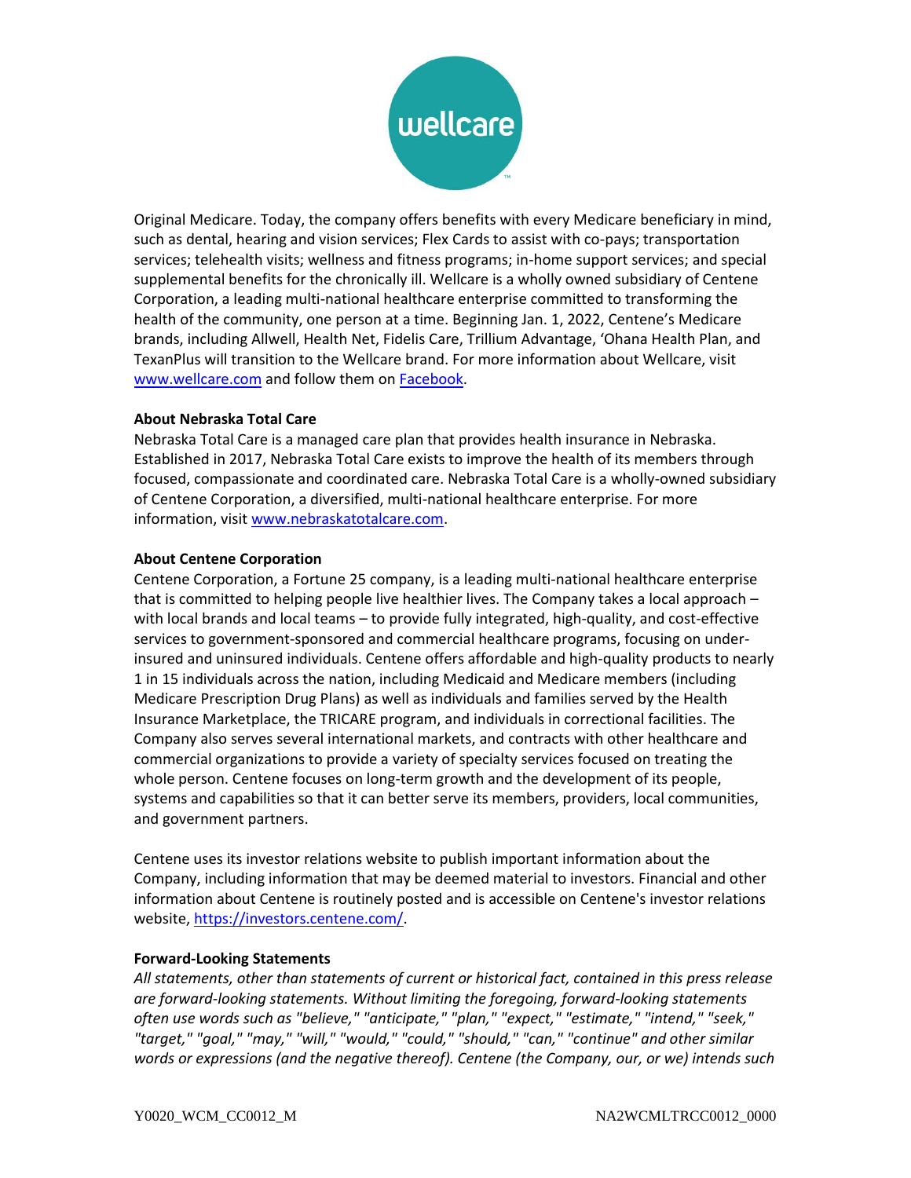Original Medicare. Today, the company offers benefits with every Medicare beneficiary in mind, such as dental, hearing and vision services; Flex Cards to assist with co-pays; transportation services; telehealth visits; wellness and fitness programs; in-home support services; and special supplemental benefits for the chronically ill. Wellcare is a wholly owned subsidiary of Centene Corporation, a leading multi-national healthcare enterprise committed to transforming the health of the community, one person at a time. Beginning Jan. 1, 2022, Centene's Medicare brands, including Allwell, Health Net, Fidelis Care, Trillium Advantage, 'Ohana Health Plan, and TexanPlus will transition to the Wellcare brand. For more information about Wellcare, visit [www.wellcare.com](http://www.wellcare.com) and follow them on [Facebook](https://www.facebook.com).

**About Nebraska Total Care**

Nebraska Total Care is a managed care plan that provides health insurance in Nebraska. Established in 2017, Nebraska Total Care exists to improve the health of its members through focused, compassionate and coordinated care. Nebraska Total Care is a wholly-owned subsidiary of Centene Corporation, a diversified, multi-national healthcare enterprise. For more information, visit [www.nebraskatotalcare.com](http://www.nebraskatotalcare.com).

**About Centene Corporation**

Centene Corporation, a Fortune 25 company, is a leading multi-national healthcare enterprise that is committed to helping people live healthier lives. The Company takes a local approach – with local brands and local teams – to provide fully integrated, high-quality, and cost-effective services to government-sponsored and commercial healthcare programs, focusing on under-insured and uninsured individuals. Centene offers affordable and high-quality products to nearly 1 in 15 individuals across the nation, including Medicaid and Medicare members (including Medicare Prescription Drug Plans) as well as individuals and families served by the Health Insurance Marketplace, the TRICARE program, and individuals in correctional facilities. The Company also serves several international markets, and contracts with other healthcare and commercial organizations to provide a variety of specialty services focused on treating the whole person. Centene focuses on long-term growth and the development of its people, systems and capabilities so that it can better serve its members, providers, local communities, and government partners.

Centene uses its investor relations website to publish important information about the Company, including information that may be deemed material to investors. Financial and other information about Centene is routinely posted and is accessible on Centene's investor relations website, [https://investors.centene.com/](https://investors.centene.com/).

**Forward-Looking Statements**

*All statements, other than statements of current or historical fact, contained in this press release are forward-looking statements. Without limiting the foregoing, forward-looking statements often use words such as "believe," "anticipate," "plan," "expect," "estimate," "intend," "seek," "target," "goal," "may," "will," "would," "could," "should," "can," "continue" and other similar words or expressions (and the negative thereof). Centene (the Company, our, or we) intends such*

Y0020_WCM_CC0012_M NA2WCMLTRCC0012_0000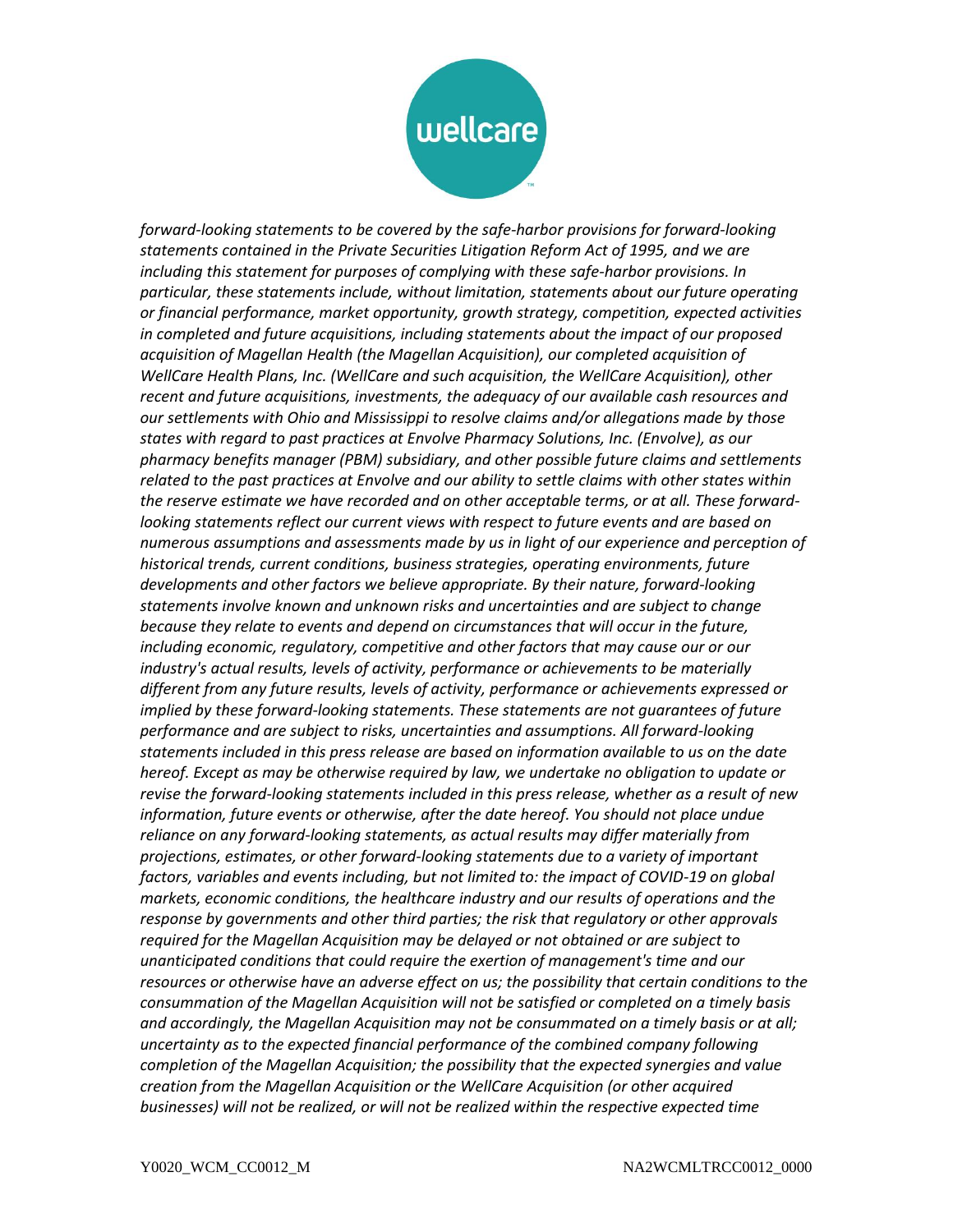*forward-looking statements to be covered by the safe-harbor provisions for forward-looking statements contained in the Private Securities Litigation Reform Act of 1995, and we are including this statement for purposes of complying with these safe-harbor provisions. In particular, these statements include, without limitation, statements about our future operating or financial performance, market opportunity, growth strategy, competition, expected activities in completed and future acquisitions, including statements about the impact of our proposed acquisition of Magellan Health (the Magellan Acquisition), our completed acquisition of WellCare Health Plans, Inc. (WellCare and such acquisition, the WellCare Acquisition), other recent and future acquisitions, investments, the adequacy of our available cash resources and our settlements with Ohio and Mississippi to resolve claims and/or allegations made by those states with regard to past practices at Envolve Pharmacy Solutions, Inc. (Envolve), as our pharmacy benefits manager (PBM) subsidiary, and other possible future claims and settlements related to the past practices at Envolve and our ability to settle claims with other states within the reserve estimate we have recorded and on other acceptable terms, or at all. These forward-looking statements reflect our current views with respect to future events and are based on numerous assumptions and assessments made by us in light of our experience and perception of historical trends, current conditions, business strategies, operating environments, future developments and other factors we believe appropriate. By their nature, forward-looking statements involve known and unknown risks and uncertainties and are subject to change because they relate to events and depend on circumstances that will occur in the future, including economic, regulatory, competitive and other factors that may cause our or our industry's actual results, levels of activity, performance or achievements to be materially different from any future results, levels of activity, performance or achievements expressed or implied by these forward-looking statements. These statements are not guarantees of future performance and are subject to risks, uncertainties and assumptions. All forward-looking statements included in this press release are based on information available to us on the date hereof. Except as may be otherwise required by law, we undertake no obligation to update or revise the forward-looking statements included in this press release, whether as a result of new information, future events or otherwise, after the date hereof. You should not place undue reliance on any forward-looking statements, as actual results may differ materially from projections, estimates, or other forward-looking statements due to a variety of important factors, variables and events including, but not limited to: the impact of COVID-19 on global markets, economic conditions, the healthcare industry and our results of operations and the response by governments and other third parties; the risk that regulatory or other approvals required for the Magellan Acquisition may be delayed or not obtained or are subject to unanticipated conditions that could require the exertion of management's time and our resources or otherwise have an adverse effect on us; the possibility that certain conditions to the consummation of the Magellan Acquisition will not be satisfied or completed on a timely basis and accordingly, the Magellan Acquisition may not be consummated on a timely basis or at all; uncertainty as to the expected financial performance of the combined company following completion of the Magellan Acquisition; the possibility that the expected synergies and value creation from the Magellan Acquisition or the WellCare Acquisition (or other acquired businesses) will not be realized, or will not be realized within the respective expected time*

Y0020_WCM_CC0012_M NA2WCMLTRCC0012_0000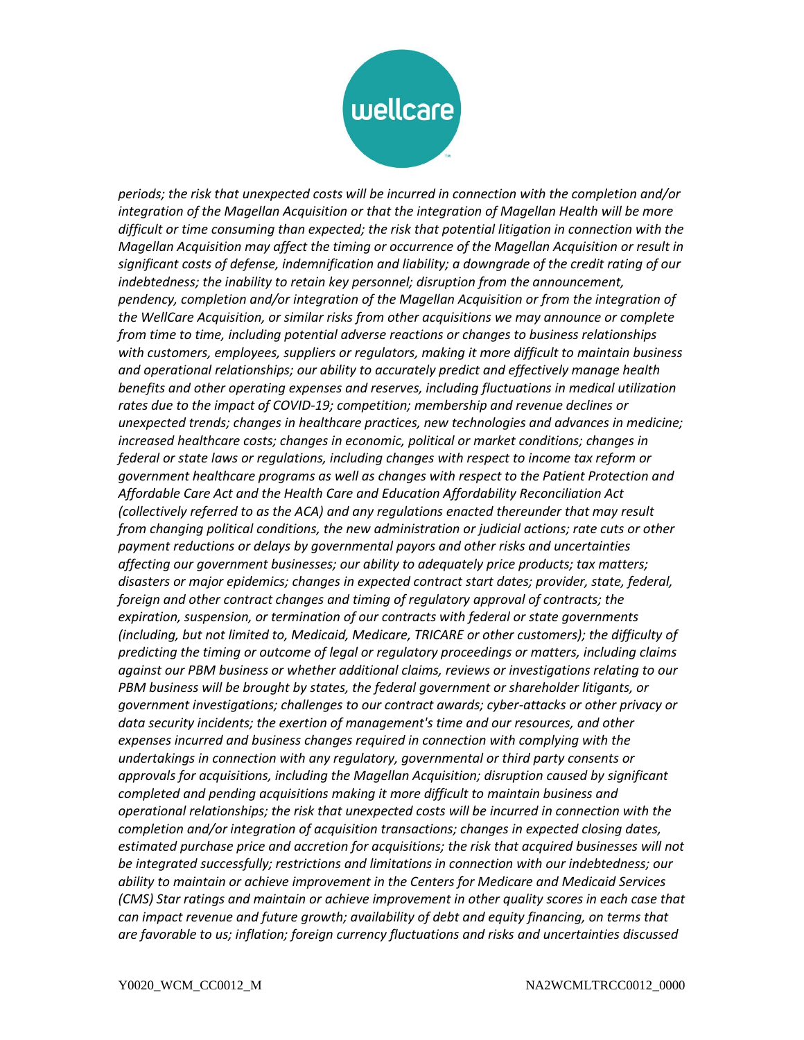*periods; the risk that unexpected costs will be incurred in connection with the completion and/or integration of the Magellan Acquisition or that the integration of Magellan Health will be more difficult or time consuming than expected; the risk that potential litigation in connection with the Magellan Acquisition may affect the timing or occurrence of the Magellan Acquisition or result in significant costs of defense, indemnification and liability; a downgrade of the credit rating of our indebtedness; the inability to retain key personnel; disruption from the announcement, pendency, completion and/or integration of the Magellan Acquisition or from the integration of the WellCare Acquisition, or similar risks from other acquisitions we may announce or complete from time to time, including potential adverse reactions or changes to business relationships with customers, employees, suppliers or regulators, making it more difficult to maintain business and operational relationships; our ability to accurately predict and effectively manage health benefits and other operating expenses and reserves, including fluctuations in medical utilization rates due to the impact of COVID-19; competition; membership and revenue declines or unexpected trends; changes in healthcare practices, new technologies and advances in medicine; increased healthcare costs; changes in economic, political or market conditions; changes in federal or state laws or regulations, including changes with respect to income tax reform or government healthcare programs as well as changes with respect to the Patient Protection and Affordable Care Act and the Health Care and Education Affordability Reconciliation Act (collectively referred to as the ACA) and any regulations enacted thereunder that may result from changing political conditions, the new administration or judicial actions; rate cuts or other payment reductions or delays by governmental payors and other risks and uncertainties affecting our government businesses; our ability to adequately price products; tax matters; disasters or major epidemics; changes in expected contract start dates; provider, state, federal, foreign and other contract changes and timing of regulatory approval of contracts; the expiration, suspension, or termination of our contracts with federal or state governments (including, but not limited to, Medicaid, Medicare, TRICARE or other customers); the difficulty of predicting the timing or outcome of legal or regulatory proceedings or matters, including claims against our PBM business or whether additional claims, reviews or investigations relating to our PBM business will be brought by states, the federal government or shareholder litigants, or government investigations; challenges to our contract awards; cyber-attacks or other privacy or data security incidents; the exertion of management's time and our resources, and other expenses incurred and business changes required in connection with complying with the undertakings in connection with any regulatory, governmental or third party consents or approvals for acquisitions, including the Magellan Acquisition; disruption caused by significant completed and pending acquisitions making it more difficult to maintain business and operational relationships; the risk that unexpected costs will be incurred in connection with the completion and/or integration of acquisition transactions; changes in expected closing dates, estimated purchase price and accretion for acquisitions; the risk that acquired businesses will not be integrated successfully; restrictions and limitations in connection with our indebtedness; our ability to maintain or achieve improvement in the Centers for Medicare and Medicaid Services (CMS) Star ratings and maintain or achieve improvement in other quality scores in each case that can impact revenue and future growth; availability of debt and equity financing, on terms that are favorable to us; inflation; foreign currency fluctuations and risks and uncertainties discussed*

Y0020_WCM_CC0012_M NA2WCMLTRCC0012_0000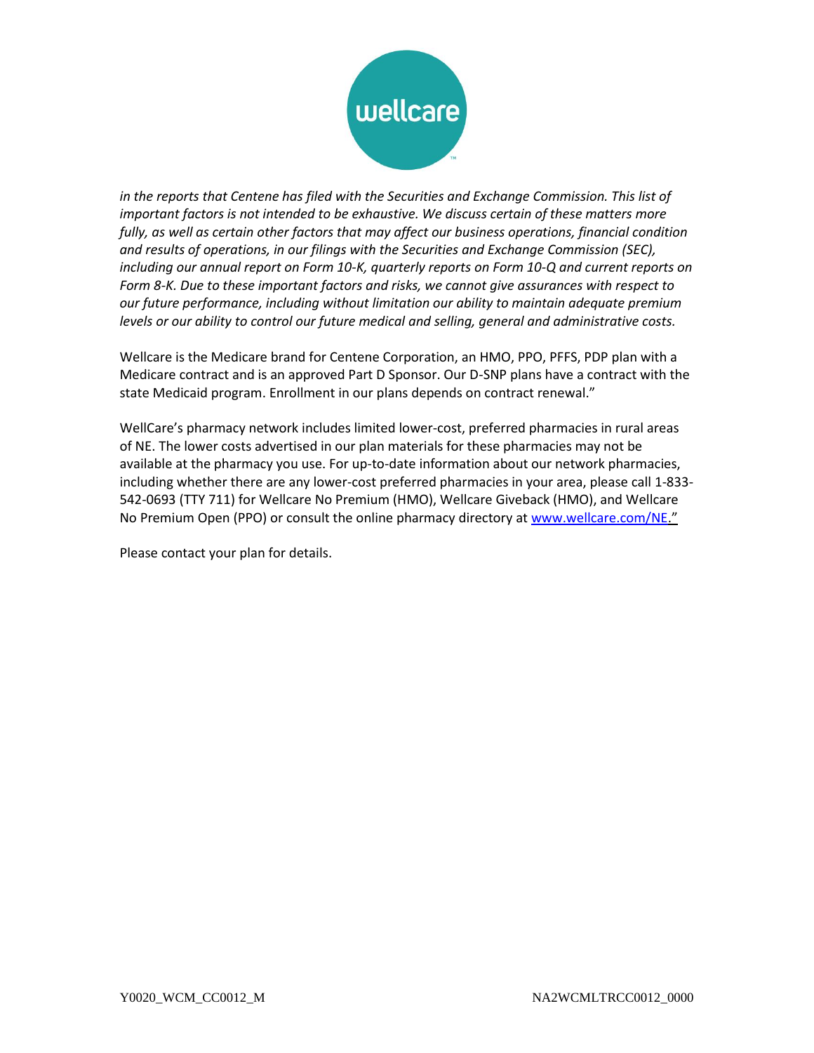*in the reports that Centene has filed with the Securities and Exchange Commission. This list of important factors is not intended to be exhaustive. We discuss certain of these matters more fully, as well as certain other factors that may affect our business operations, financial condition and results of operations, in our filings with the Securities and Exchange Commission (SEC), including our annual report on Form 10-K, quarterly reports on Form 10-Q and current reports on Form 8-K. Due to these important factors and risks, we cannot give assurances with respect to our future performance, including without limitation our ability to maintain adequate premium levels or our ability to control our future medical and selling, general and administrative costs.*

Wellcare is the Medicare brand for Centene Corporation, an HMO, PPO, PFFS, PDP plan with a Medicare contract and is an approved Part D Sponsor. Our D-SNP plans have a contract with the state Medicaid program. Enrollment in our plans depends on contract renewal."

WellCare's pharmacy network includes limited lower-cost, preferred pharmacies in rural areas of NE. The lower costs advertised in our plan materials for these pharmacies may not be available at the pharmacy you use. For up-to-date information about our network pharmacies, including whether there are any lower-cost preferred pharmacies in your area, please call 1-833-542-0693 (TTY 711) for Wellcare No Premium (HMO), Wellcare Giveback (HMO), and Wellcare No Premium Open (PPO) or consult the online pharmacy directory at [www.wellcare.com/NE](www.wellcare.com/NE)."

Please contact your plan for details.

Y0020_WCM_CC0012_M NA2WCMLTRCC0012_0000